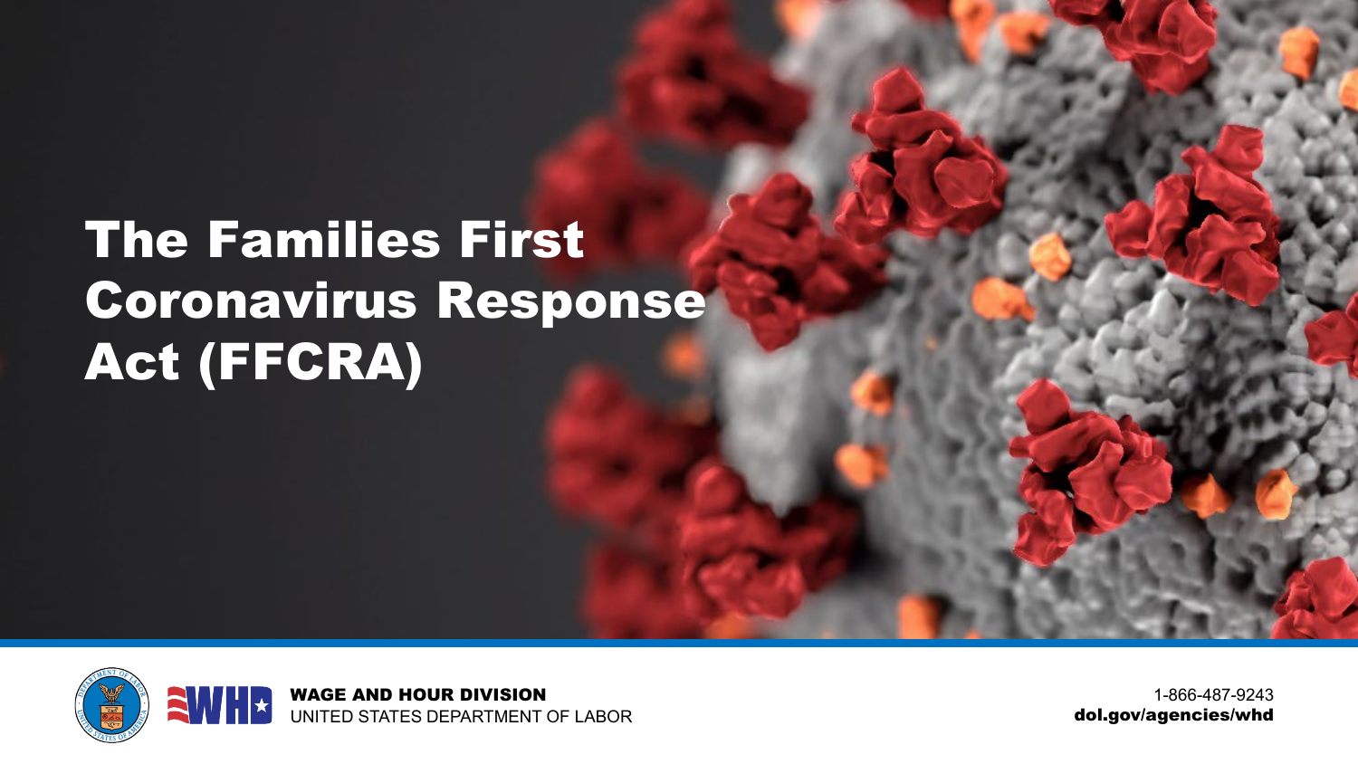# The Families First Coronavirus Response Act (FFCRA)

**WAGE AND HOUR DIVISION**
UNITED STATES DEPARTMENT OF LABOR

1-866-487-9243
**dol.gov/agencies/whd**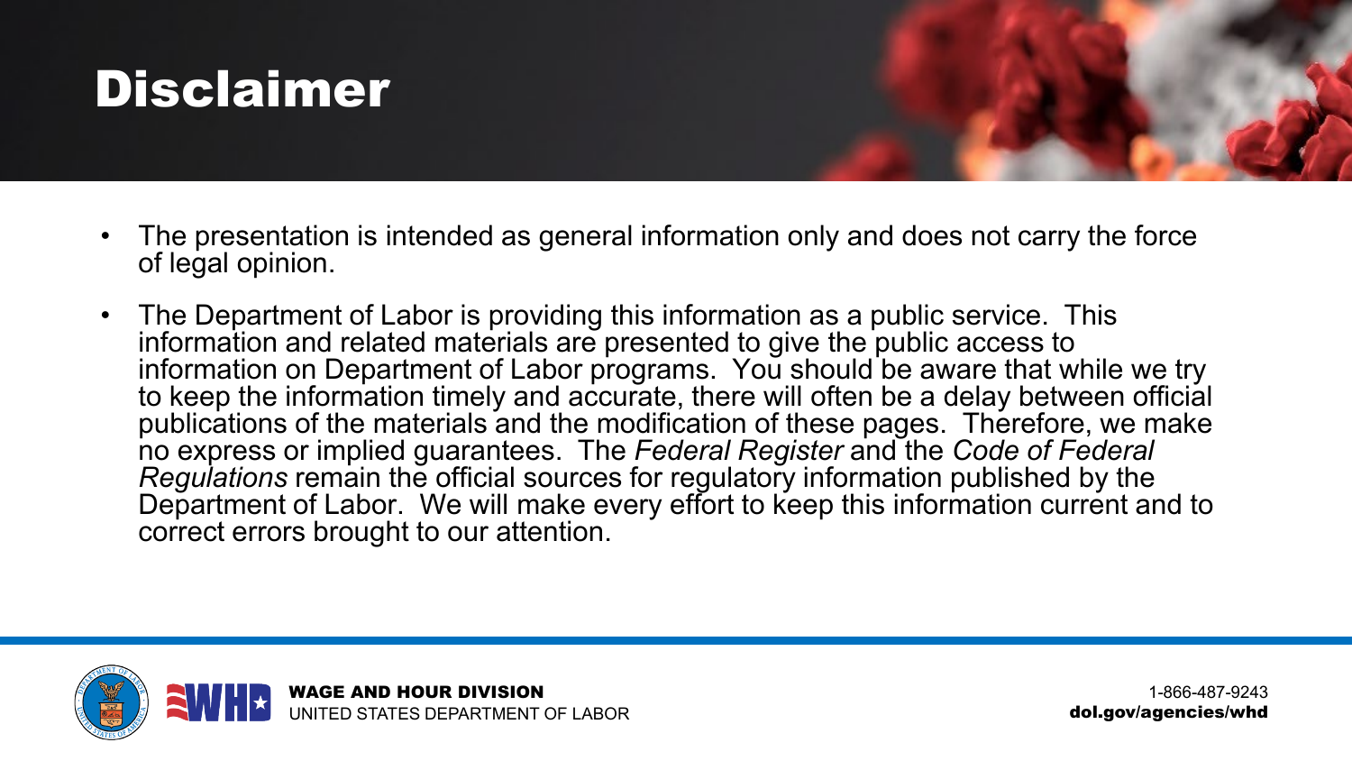# Disclaimer

- The presentation is intended as general information only and does not carry the force of legal opinion.
- The Department of Labor is providing this information as a public service. This information and related materials are presented to give the public access to information on Department of Labor programs. You should be aware that while we try to keep the information timely and accurate, there will often be a delay between official publications of the materials and the modification of these pages. Therefore, we make no express or implied guarantees. The *Federal Register* and the *Code of Federal Regulations* remain the official sources for regulatory information published by the Department of Labor. We will make every effort to keep this information current and to correct errors brought to our attention.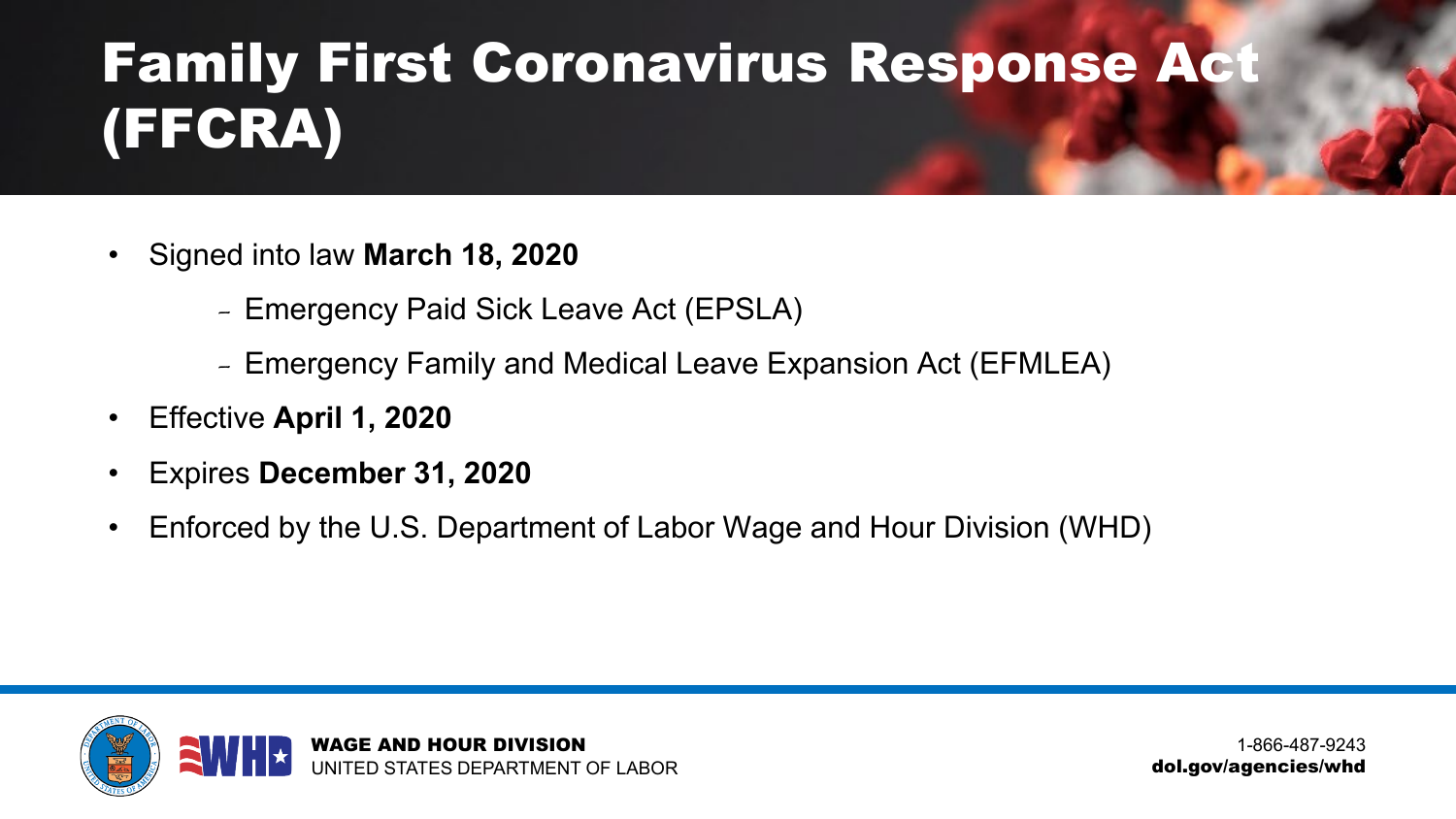# Family First Coronavirus Response Act (FFCRA)

- Signed into law **March 18, 2020**
  - Emergency Paid Sick Leave Act (EPSLA)
  - Emergency Family and Medical Leave Expansion Act (EFMLEA)
- Effective **April 1, 2020**
- Expires **December 31, 2020**
- Enforced by the U.S. Department of Labor Wage and Hour Division (WHD)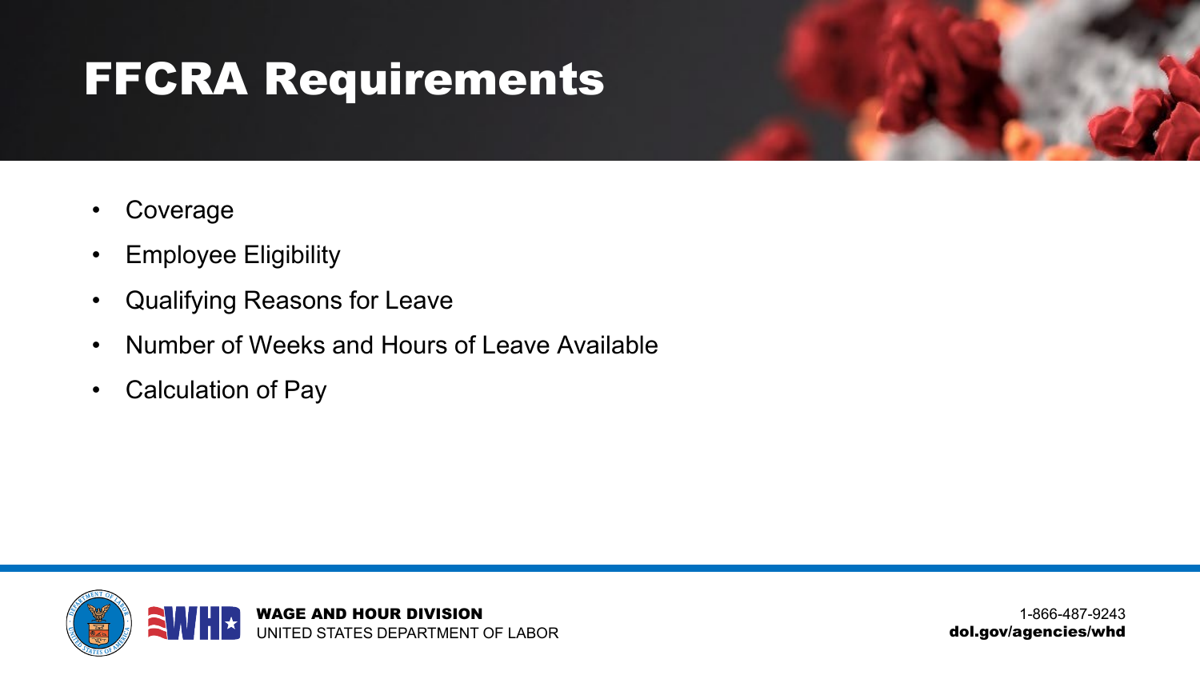# FFCRA Requirements

- Coverage
- Employee Eligibility
- Qualifying Reasons for Leave
- Number of Weeks and Hours of Leave Available
- Calculation of Pay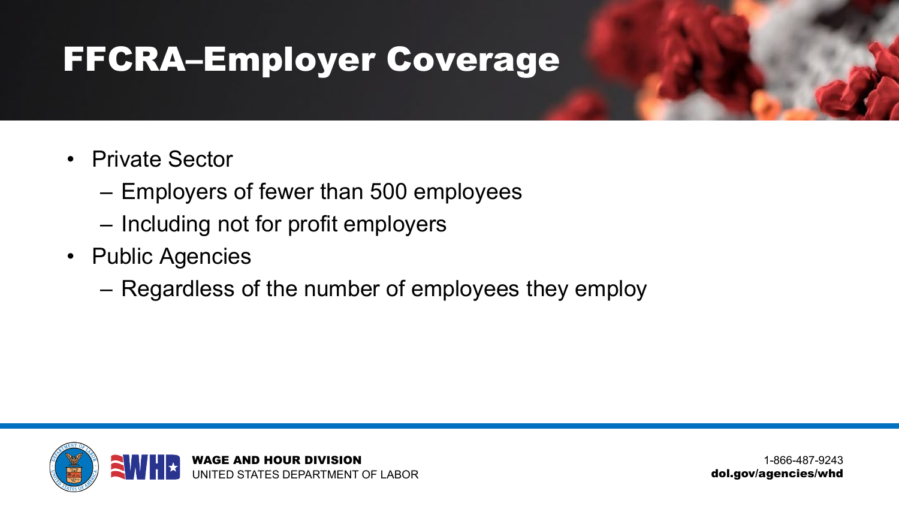# FFCRA–Employer Coverage

- Private Sector
  - Employers of fewer than 500 employees
  - Including not for profit employers
- Public Agencies
  - Regardless of the number of employees they employ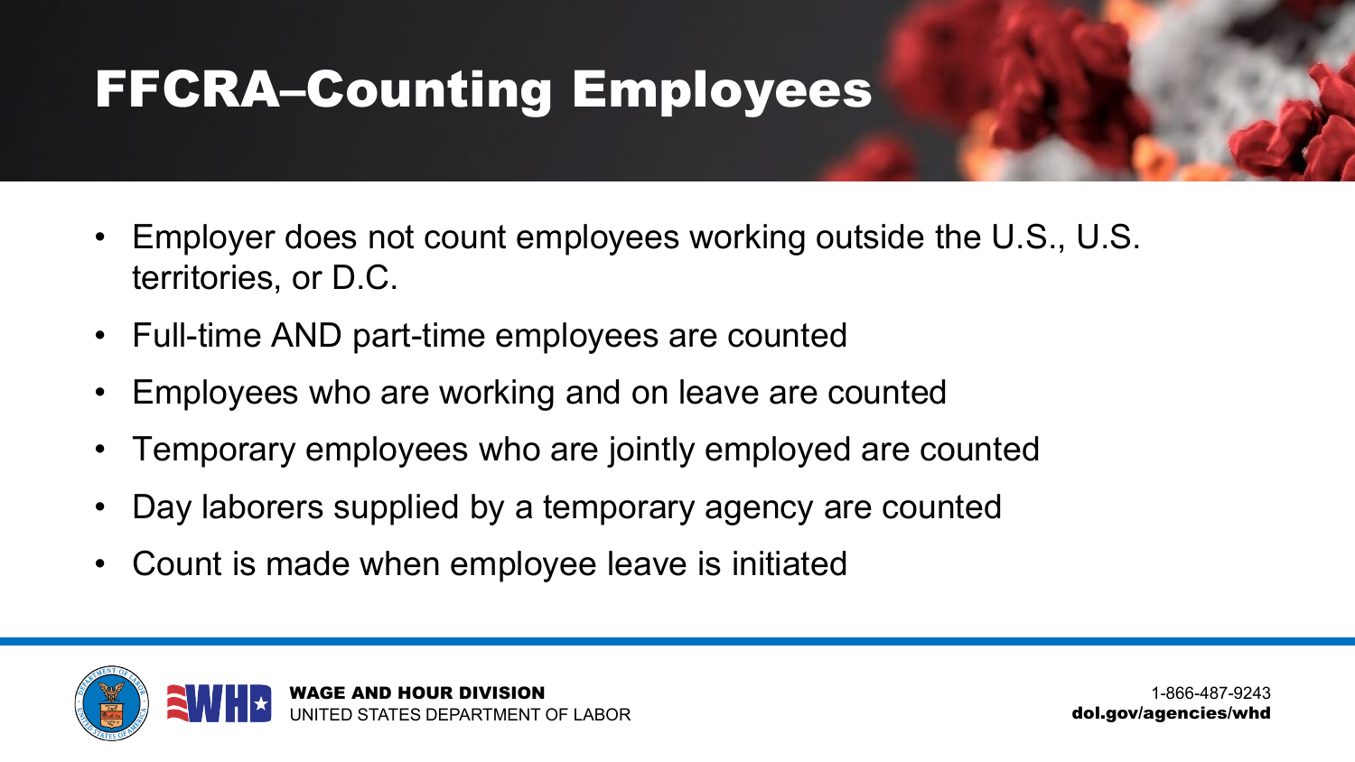# FFCRA–Counting Employees

- Employer does not count employees working outside the U.S., U.S. territories, or D.C.
- Full-time AND part-time employees are counted
- Employees who are working and on leave are counted
- Temporary employees who are jointly employed are counted
- Day laborers supplied by a temporary agency are counted
- Count is made when employee leave is initiated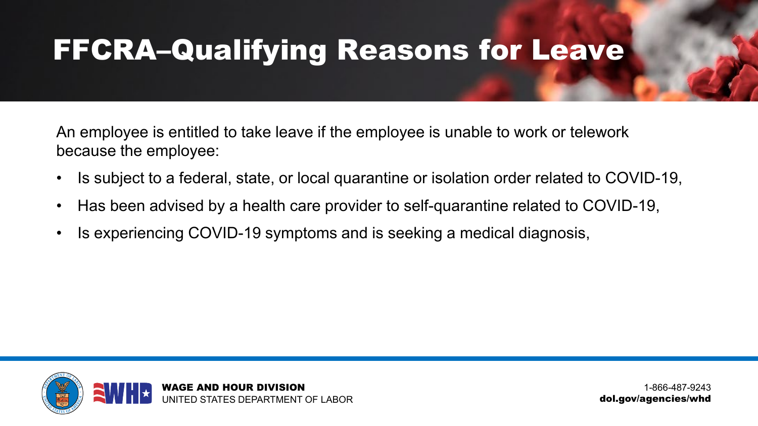# FFCRA–Qualifying Reasons for Leave

An employee is entitled to take leave if the employee is unable to work or telework because the employee:

- Is subject to a federal, state, or local quarantine or isolation order related to COVID-19,
- Has been advised by a health care provider to self-quarantine related to COVID-19,
- Is experiencing COVID-19 symptoms and is seeking a medical diagnosis,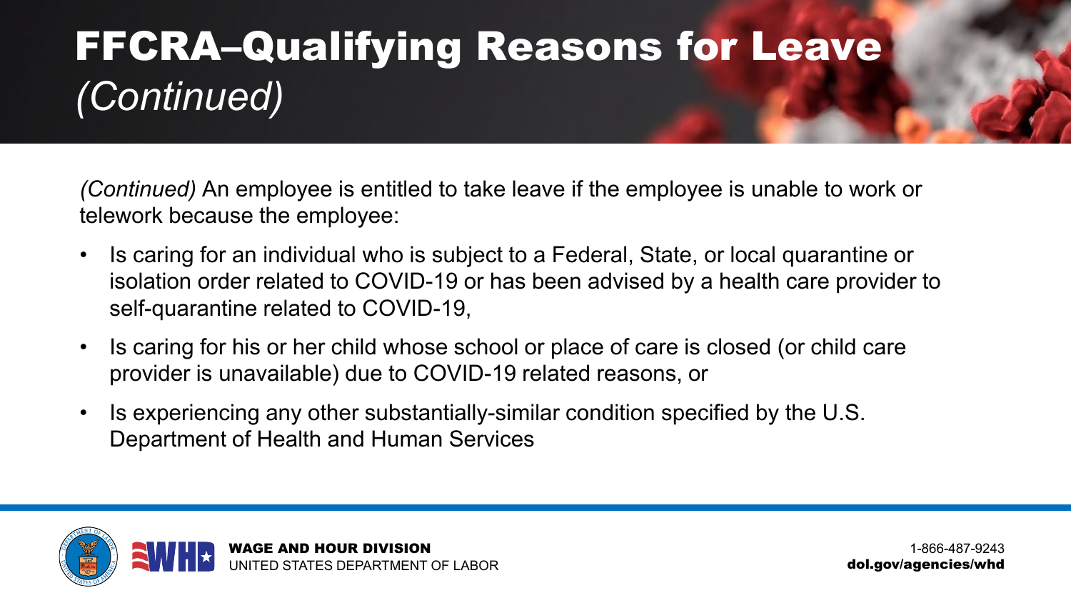# FFCRA–Qualifying Reasons for Leave *(Continued)*

*(Continued)* An employee is entitled to take leave if the employee is unable to work or telework because the employee:

- Is caring for an individual who is subject to a Federal, State, or local quarantine or isolation order related to COVID-19 or has been advised by a health care provider to self-quarantine related to COVID-19,
- Is caring for his or her child whose school or place of care is closed (or child care provider is unavailable) due to COVID-19 related reasons, or
- Is experiencing any other substantially-similar condition specified by the U.S. Department of Health and Human Services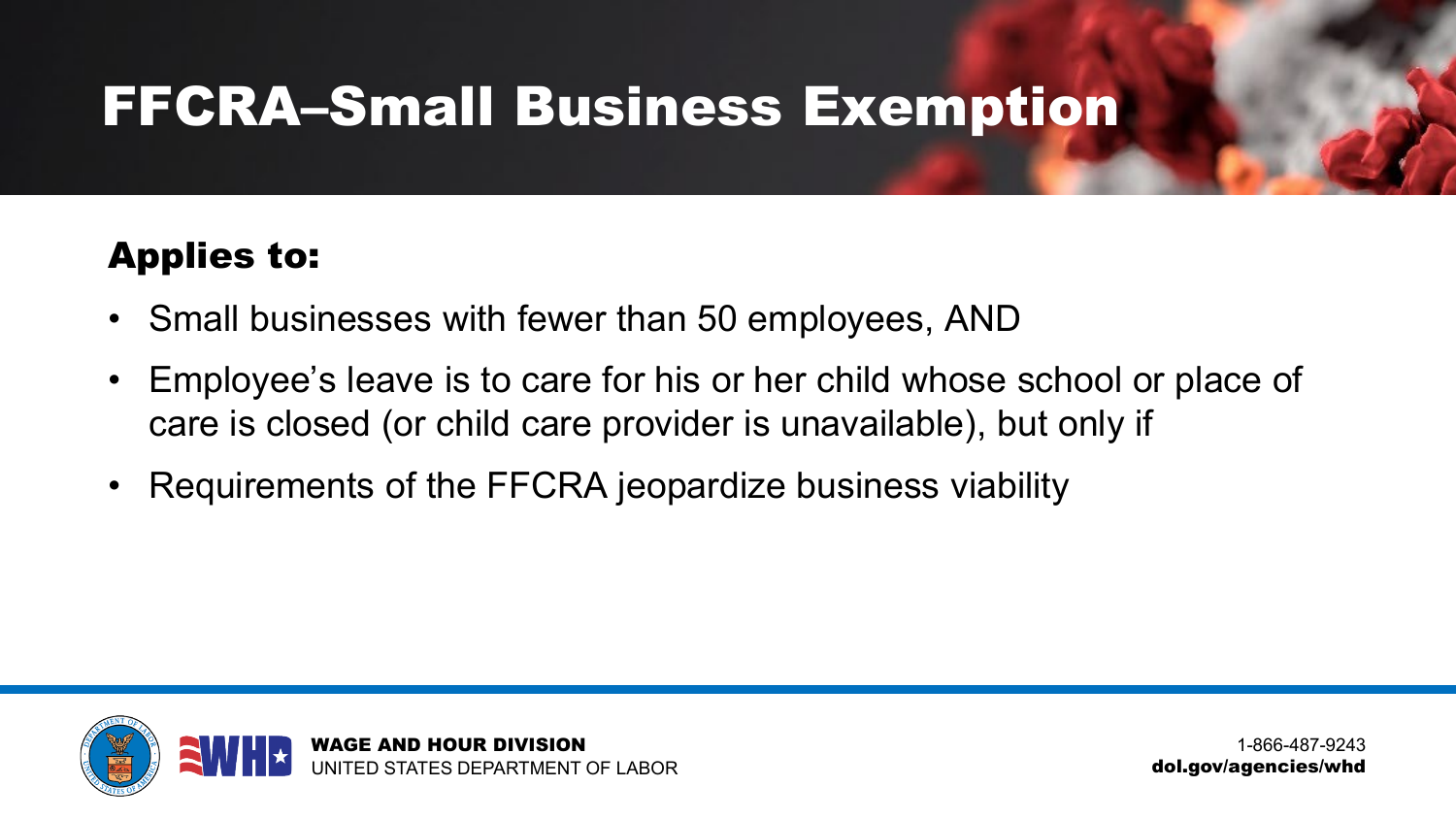# FFCRA–Small Business Exemption

## Applies to:

- Small businesses with fewer than 50 employees, AND
- Employee's leave is to care for his or her child whose school or place of care is closed (or child care provider is unavailable), but only if
- Requirements of the FFCRA jeopardize business viability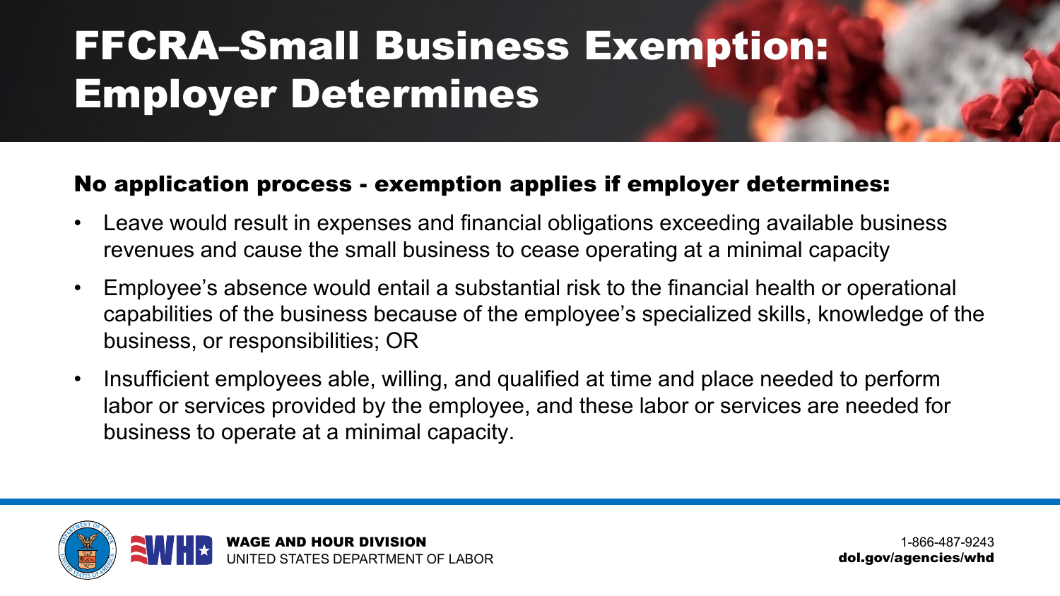# FFCRA–Small Business Exemption: Employer Determines

**No application process - exemption applies if employer determines:**

- Leave would result in expenses and financial obligations exceeding available business revenues and cause the small business to cease operating at a minimal capacity
- Employee's absence would entail a substantial risk to the financial health or operational capabilities of the business because of the employee's specialized skills, knowledge of the business, or responsibilities; OR
- Insufficient employees able, willing, and qualified at time and place needed to perform labor or services provided by the employee, and these labor or services are needed for business to operate at a minimal capacity.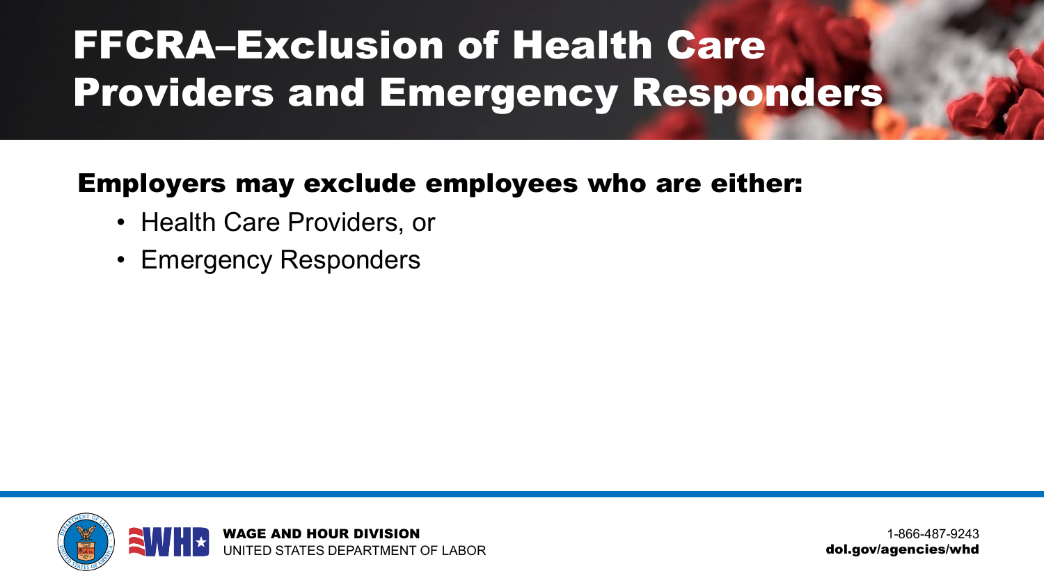# FFCRA–Exclusion of Health Care Providers and Emergency Responders

**Employers may exclude employees who are either:**

- Health Care Providers, or
- Emergency Responders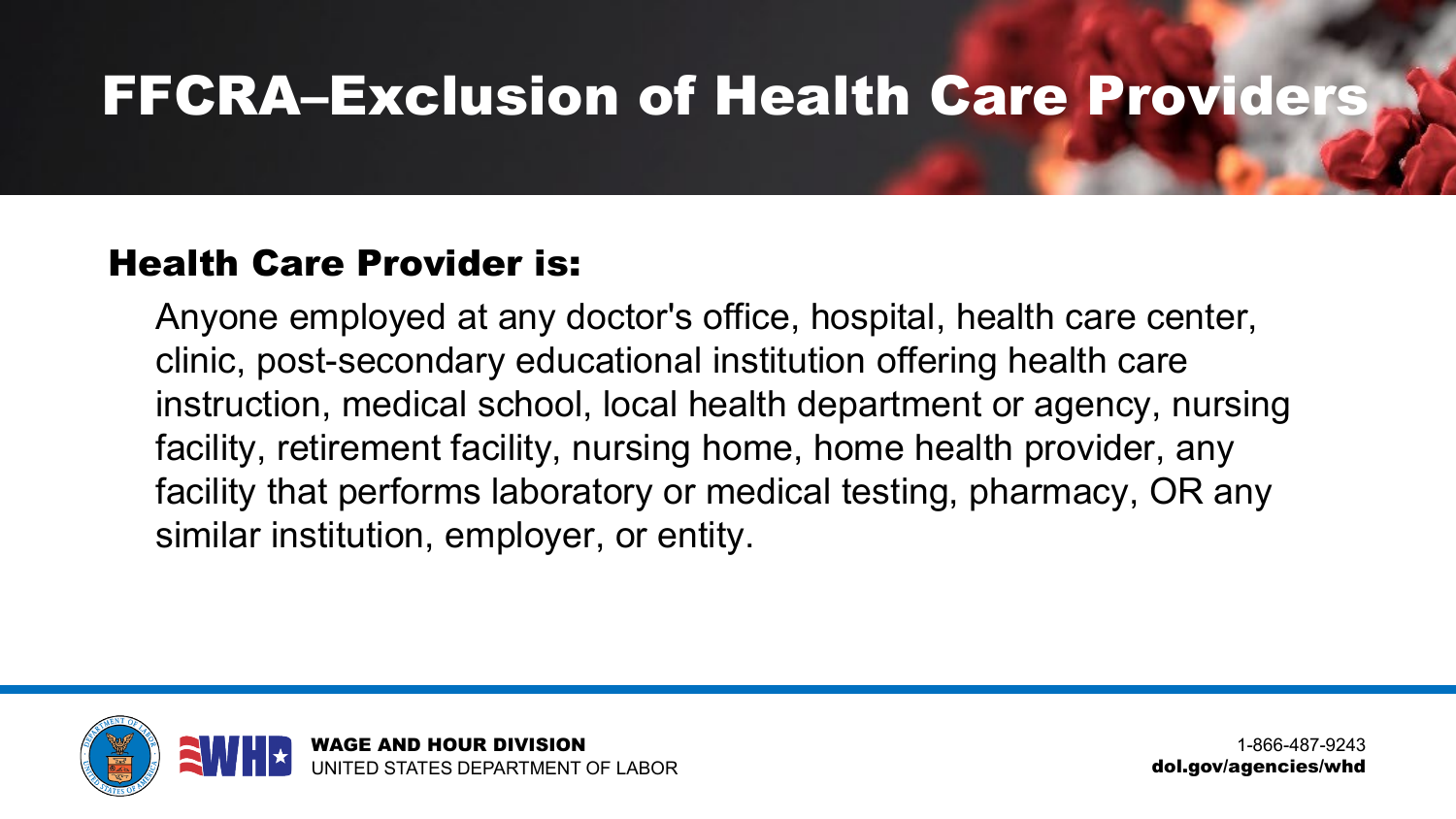# FFCRA–Exclusion of Health Care Providers

## Health Care Provider is:

Anyone employed at any doctor's office, hospital, health care center, clinic, post-secondary educational institution offering health care instruction, medical school, local health department or agency, nursing facility, retirement facility, nursing home, home health provider, any facility that performs laboratory or medical testing, pharmacy, OR any similar institution, employer, or entity.

**WAGE AND HOUR DIVISION**
UNITED STATES DEPARTMENT OF LABOR

1-866-487-9243
**dol.gov/agencies/whd**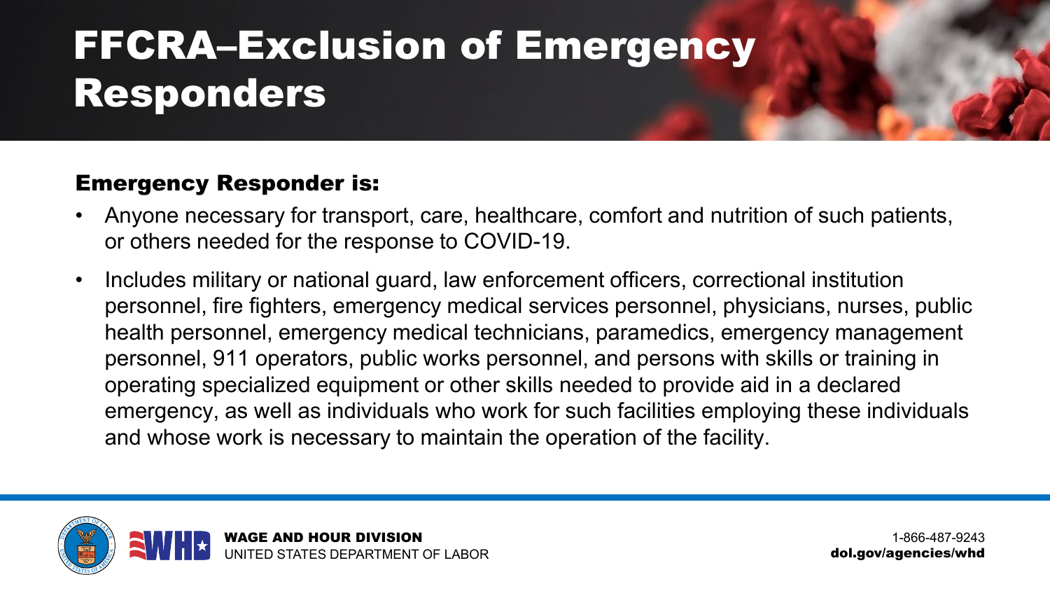# FFCRA–Exclusion of Emergency Responders

## Emergency Responder is:

- Anyone necessary for transport, care, healthcare, comfort and nutrition of such patients, or others needed for the response to COVID-19.
- Includes military or national guard, law enforcement officers, correctional institution personnel, fire fighters, emergency medical services personnel, physicians, nurses, public health personnel, emergency medical technicians, paramedics, emergency management personnel, 911 operators, public works personnel, and persons with skills or training in operating specialized equipment or other skills needed to provide aid in a declared emergency, as well as individuals who work for such facilities employing these individuals and whose work is necessary to maintain the operation of the facility.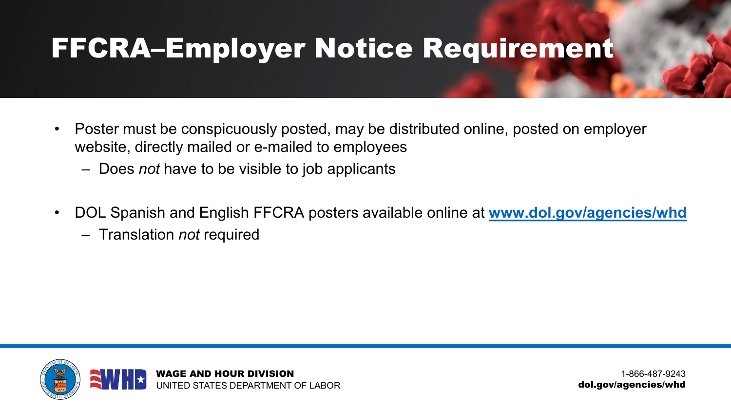# FFCRA–Employer Notice Requirement

- Poster must be conspicuously posted, may be distributed online, posted on employer website, directly mailed or e-mailed to employees
  - Does *not* have to be visible to job applicants
- DOL Spanish and English FFCRA posters available online at **www.dol.gov/agencies/whd**
  - Translation *not* required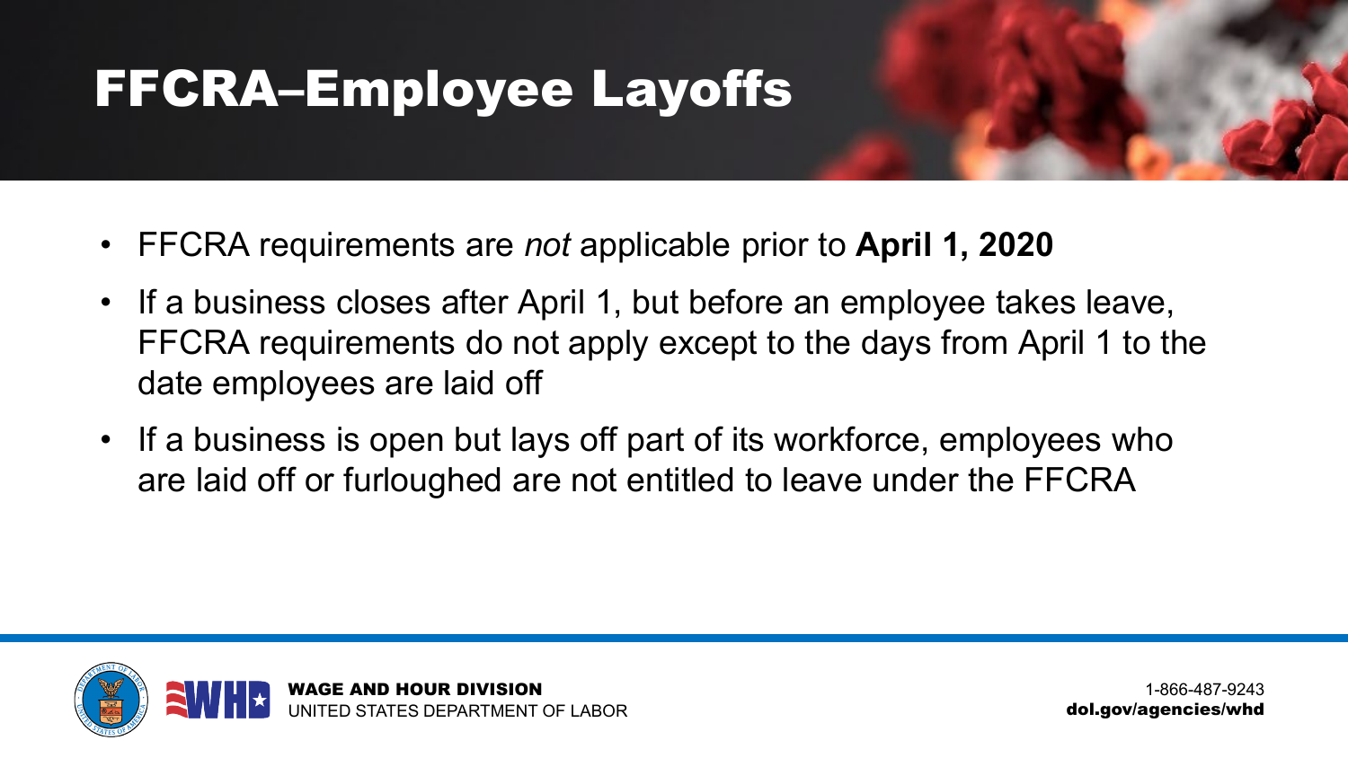# FFCRA–Employee Layoffs

- FFCRA requirements are *not* applicable prior to **April 1, 2020**
- If a business closes after April 1, but before an employee takes leave, FFCRA requirements do not apply except to the days from April 1 to the date employees are laid off
- If a business is open but lays off part of its workforce, employees who are laid off or furloughed are not entitled to leave under the FFCRA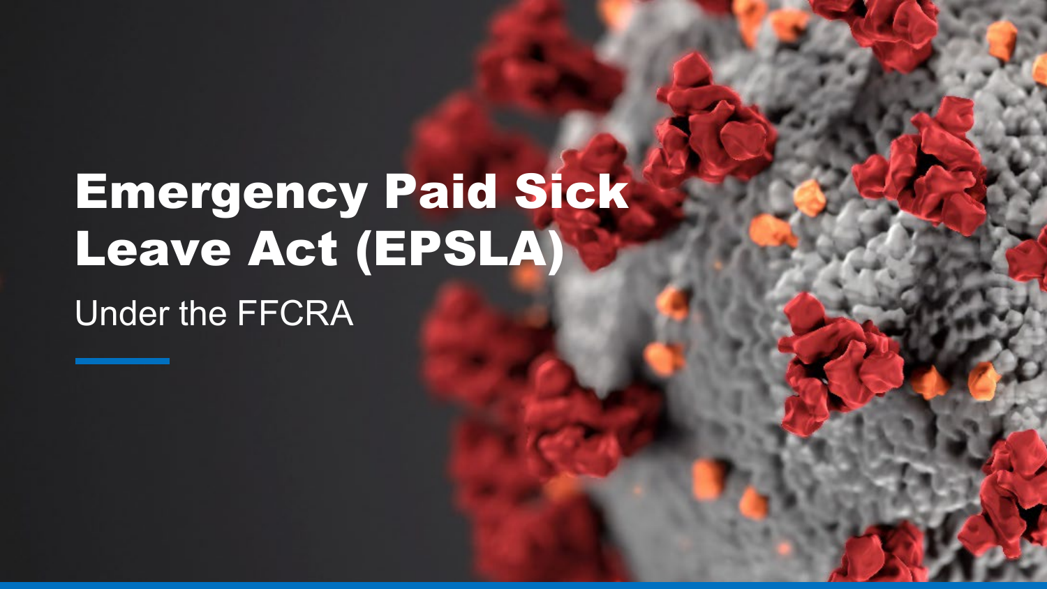# Emergency Paid Sick Leave Act (EPSLA)

Under the FFCRA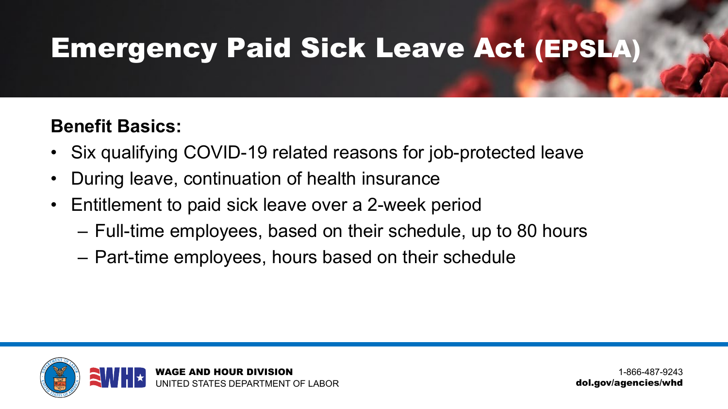# Emergency Paid Sick Leave Act (EPSLA)

**Benefit Basics:**

- Six qualifying COVID-19 related reasons for job-protected leave
- During leave, continuation of health insurance
- Entitlement to paid sick leave over a 2-week period
  - Full-time employees, based on their schedule, up to 80 hours
  - Part-time employees, hours based on their schedule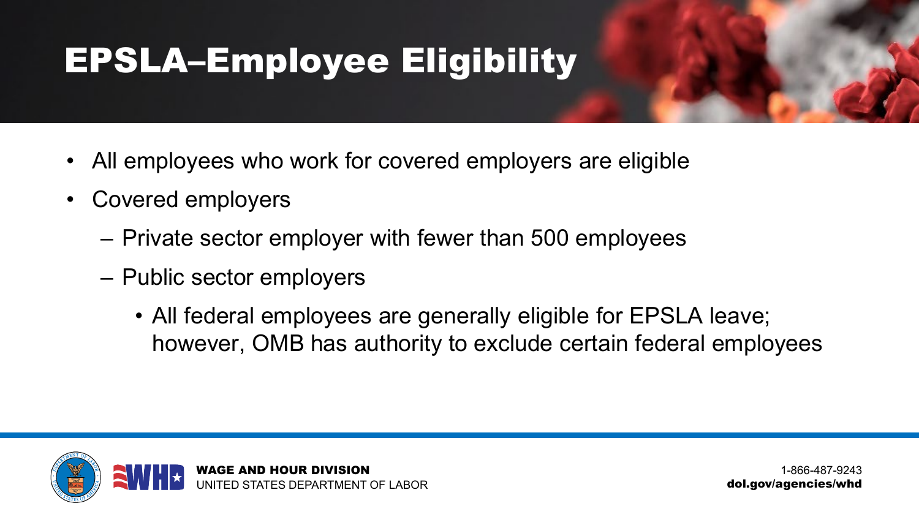# EPSLA–Employee Eligibility

- All employees who work for covered employers are eligible
- Covered employers
  - Private sector employer with fewer than 500 employees
  - Public sector employers
    - All federal employees are generally eligible for EPSLA leave; however, OMB has authority to exclude certain federal employees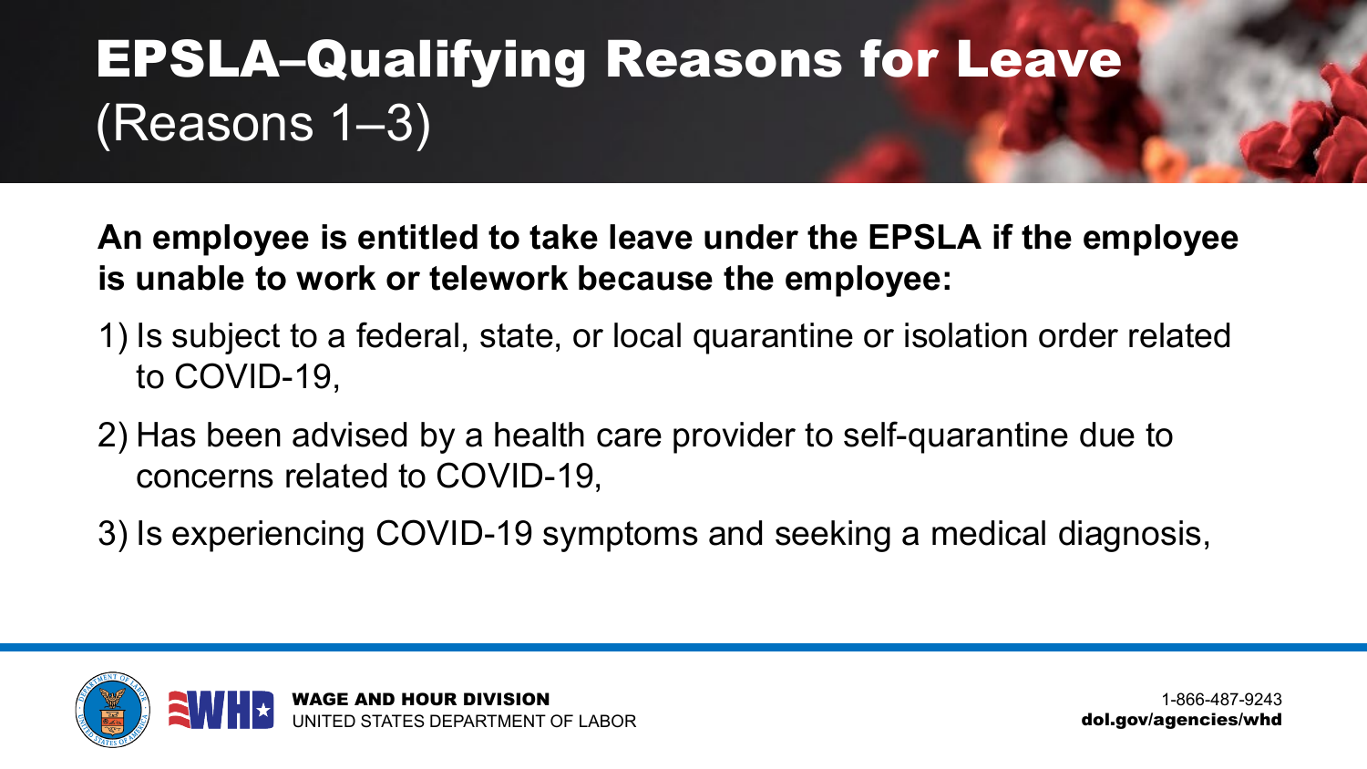# EPSLA–Qualifying Reasons for Leave (Reasons 1–3)

**An employee is entitled to take leave under the EPSLA if the employee is unable to work or telework because the employee:**

1) Is subject to a federal, state, or local quarantine or isolation order related to COVID-19,
2) Has been advised by a health care provider to self-quarantine due to concerns related to COVID-19,
3) Is experiencing COVID-19 symptoms and seeking a medical diagnosis,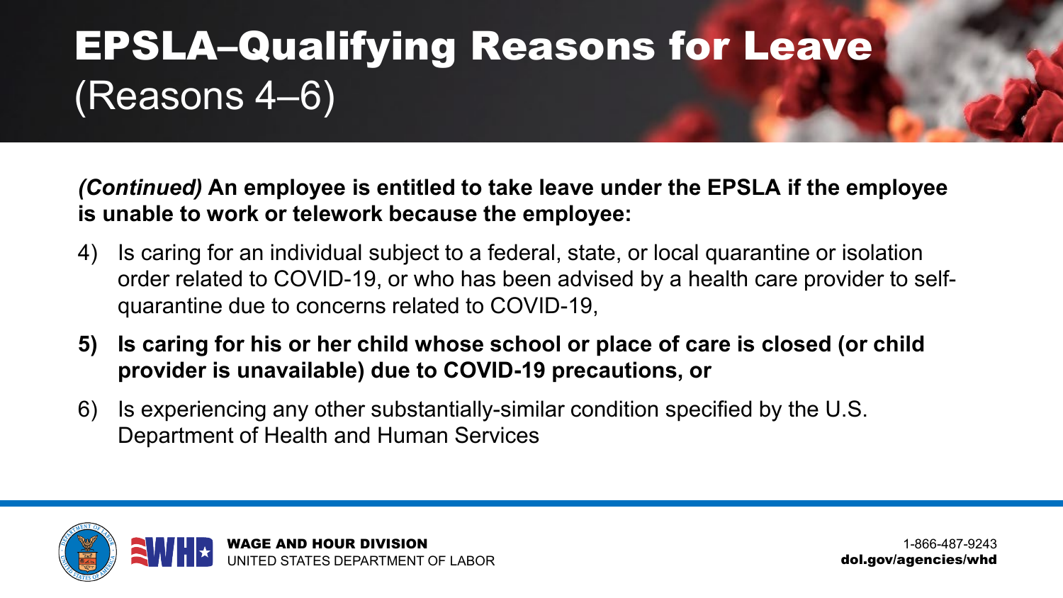# EPSLA–Qualifying Reasons for Leave (Reasons 4–6)

***(Continued)* An employee is entitled to take leave under the EPSLA if the employee is unable to work or telework because the employee:**

4) Is caring for an individual subject to a federal, state, or local quarantine or isolation order related to COVID-19, or who has been advised by a health care provider to self-quarantine due to concerns related to COVID-19,

5) **Is caring for his or her child whose school or place of care is closed (or child provider is unavailable) due to COVID-19 precautions, or**

6) Is experiencing any other substantially-similar condition specified by the U.S. Department of Health and Human Services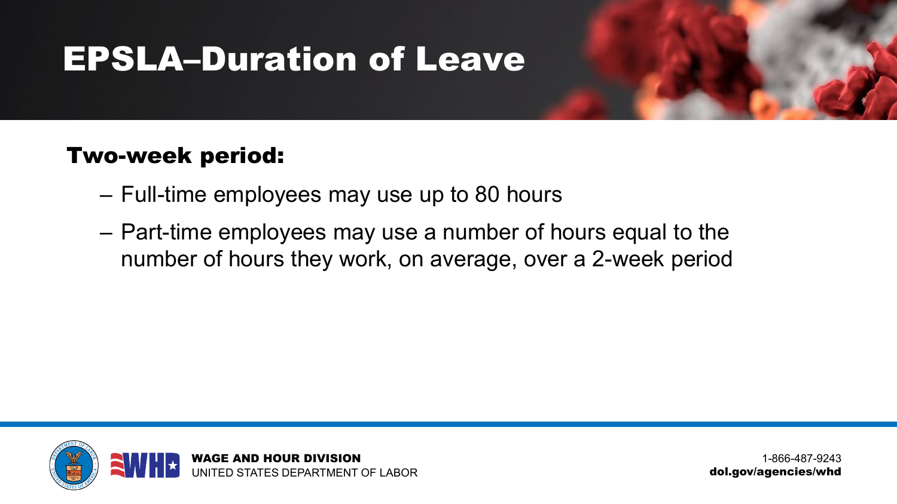# EPSLA–Duration of Leave

**Two-week period:**

- Full-time employees may use up to 80 hours
- Part-time employees may use a number of hours equal to the number of hours they work, on average, over a 2-week period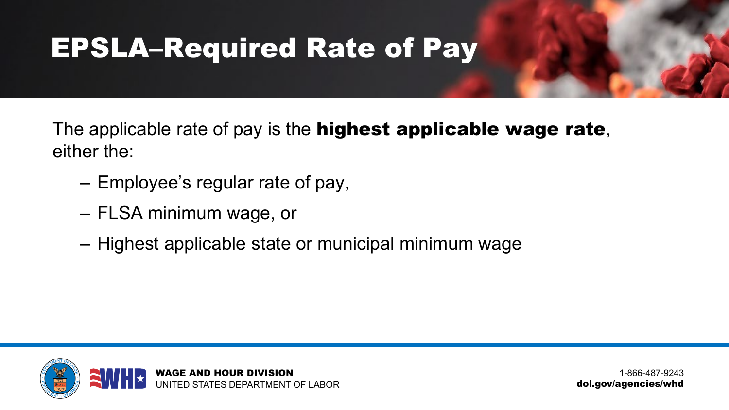# EPSLA–Required Rate of Pay

The applicable rate of pay is the **highest applicable wage rate**, either the:

- Employee's regular rate of pay,
- FLSA minimum wage, or
- Highest applicable state or municipal minimum wage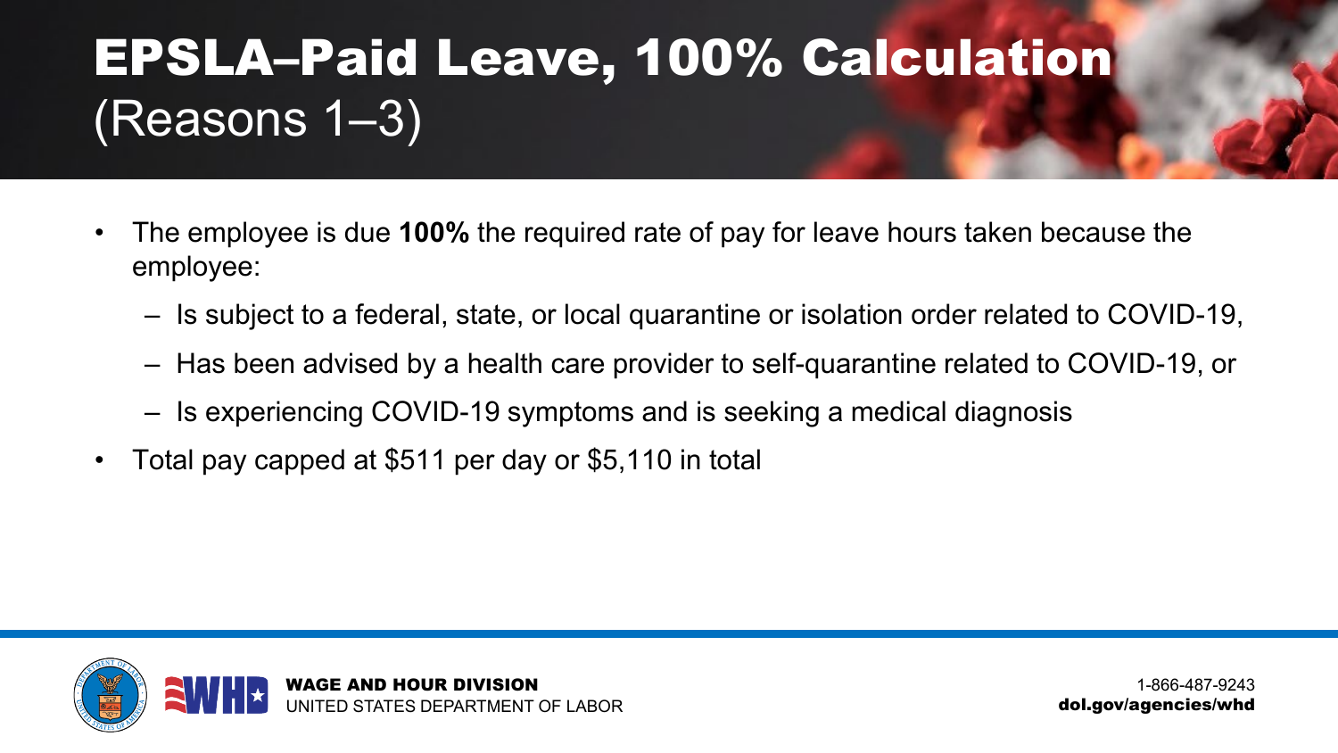# EPSLA–Paid Leave, 100% Calculation (Reasons 1–3)

- The employee is due **100%** the required rate of pay for leave hours taken because the employee:
  - Is subject to a federal, state, or local quarantine or isolation order related to COVID-19,
  - Has been advised by a health care provider to self-quarantine related to COVID-19, or
  - Is experiencing COVID-19 symptoms and is seeking a medical diagnosis
- Total pay capped at $511 per day or $5,110 in total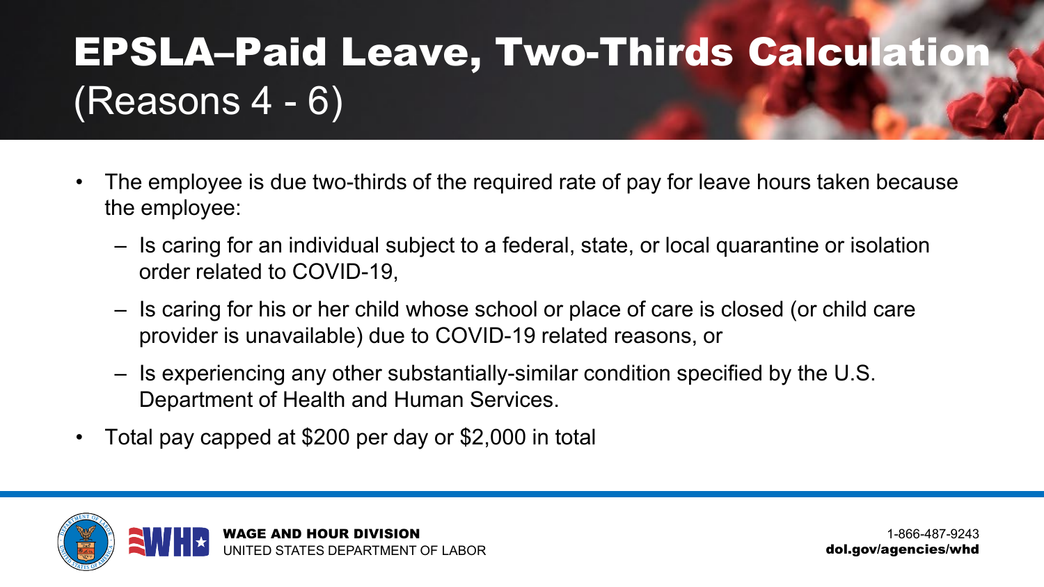# EPSLA–Paid Leave, Two-Thirds Calculation (Reasons 4 - 6)

- The employee is due two-thirds of the required rate of pay for leave hours taken because the employee:
  - Is caring for an individual subject to a federal, state, or local quarantine or isolation order related to COVID-19,
  - Is caring for his or her child whose school or place of care is closed (or child care provider is unavailable) due to COVID-19 related reasons, or
  - Is experiencing any other substantially-similar condition specified by the U.S. Department of Health and Human Services.
- Total pay capped at $200 per day or $2,000 in total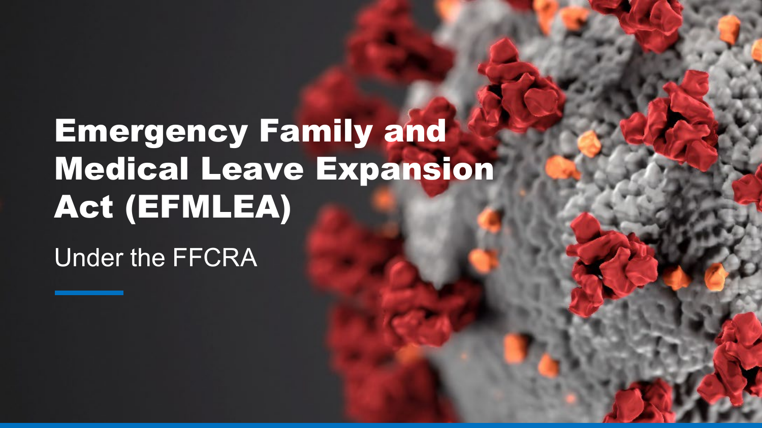# Emergency Family and Medical Leave Expansion Act (EFMLEA)

Under the FFCRA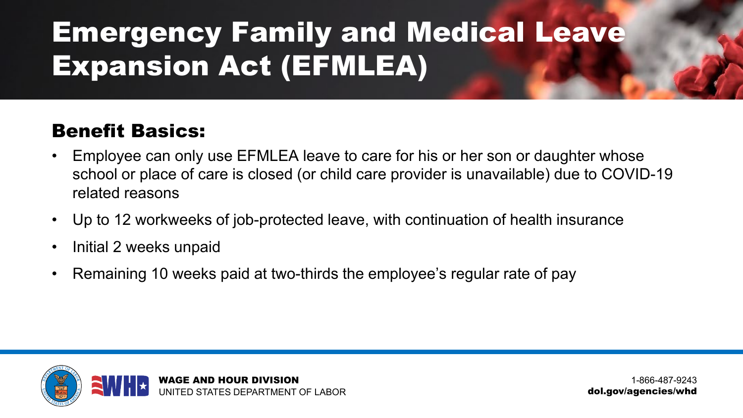# Emergency Family and Medical Leave Expansion Act (EFMLEA)

## Benefit Basics:

- Employee can only use EFMLEA leave to care for his or her son or daughter whose school or place of care is closed (or child care provider is unavailable) due to COVID-19 related reasons
- Up to 12 workweeks of job-protected leave, with continuation of health insurance
- Initial 2 weeks unpaid
- Remaining 10 weeks paid at two-thirds the employee's regular rate of pay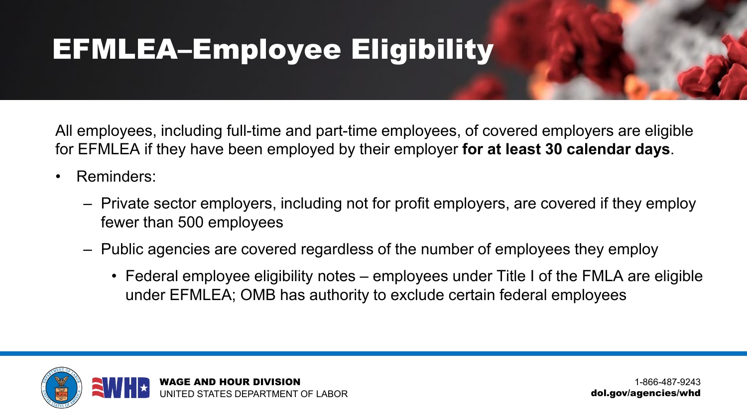# EFMLEA–Employee Eligibility

All employees, including full-time and part-time employees, of covered employers are eligible for EFMLEA if they have been employed by their employer **for at least 30 calendar days**.

- Reminders:
  - Private sector employers, including not for profit employers, are covered if they employ fewer than 500 employees
  - Public agencies are covered regardless of the number of employees they employ
    - Federal employee eligibility notes – employees under Title I of the FMLA are eligible under EFMLEA; OMB has authority to exclude certain federal employees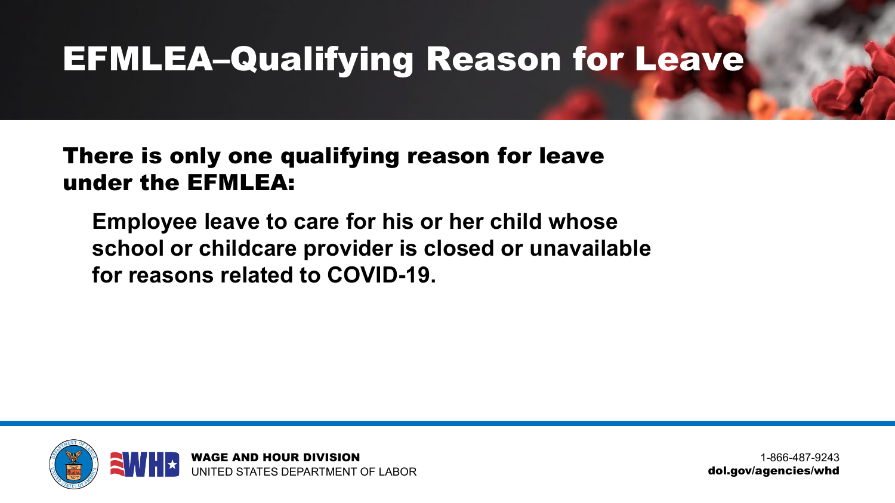# EFMLEA–Qualifying Reason for Leave

**There is only one qualifying reason for leave under the EFMLEA:**

> **Employee leave to care for his or her child whose school or childcare provider is closed or unavailable for reasons related to COVID-19.**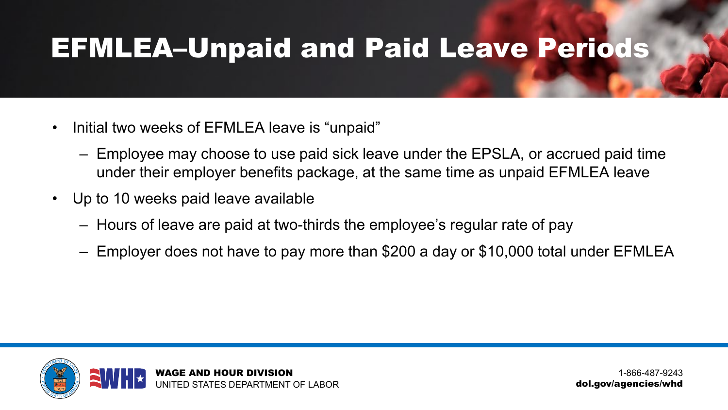# EFMLEA–Unpaid and Paid Leave Periods

- Initial two weeks of EFMLEA leave is "unpaid"
  - Employee may choose to use paid sick leave under the EPSLA, or accrued paid time under their employer benefits package, at the same time as unpaid EFMLEA leave
- Up to 10 weeks paid leave available
  - Hours of leave are paid at two-thirds the employee's regular rate of pay
  - Employer does not have to pay more than $200 a day or $10,000 total under EFMLEA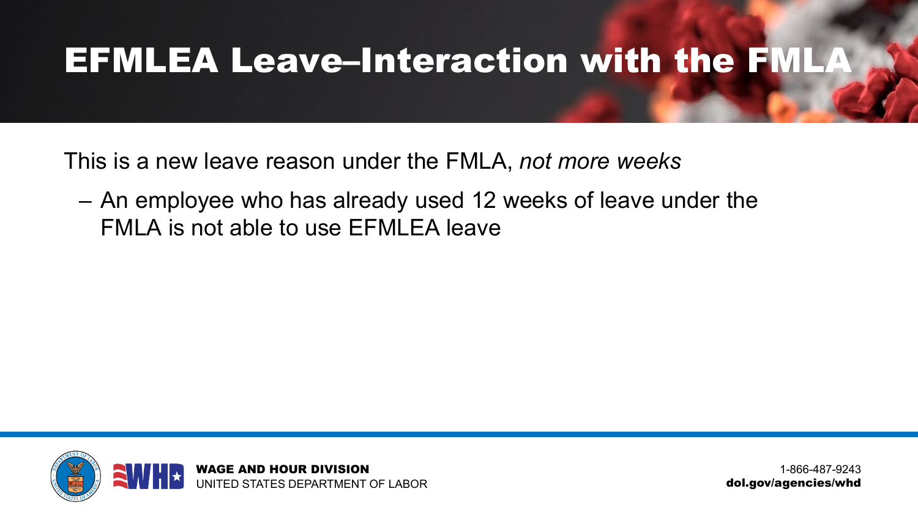# EFMLEA Leave–Interaction with the FMLA

This is a new leave reason under the FMLA, *not more weeks*

- An employee who has already used 12 weeks of leave under the FMLA is not able to use EFMLEA leave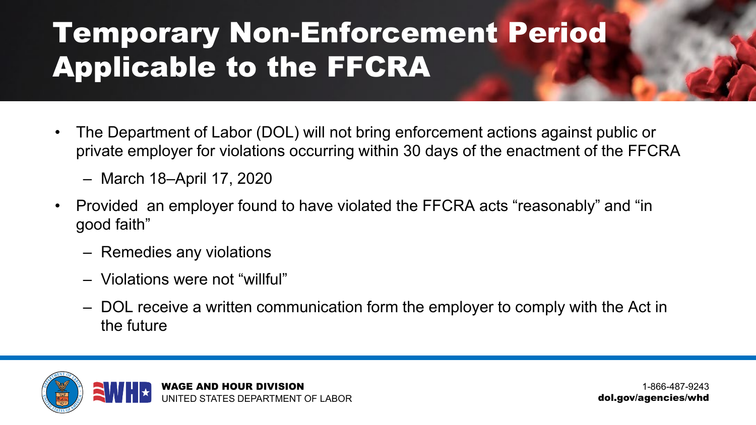# Temporary Non-Enforcement Period Applicable to the FFCRA

- The Department of Labor (DOL) will not bring enforcement actions against public or private employer for violations occurring within 30 days of the enactment of the FFCRA
  - March 18–April 17, 2020
- Provided an employer found to have violated the FFCRA acts "reasonably" and "in good faith"
  - Remedies any violations
  - Violations were not "willful"
  - DOL receive a written communication form the employer to comply with the Act in the future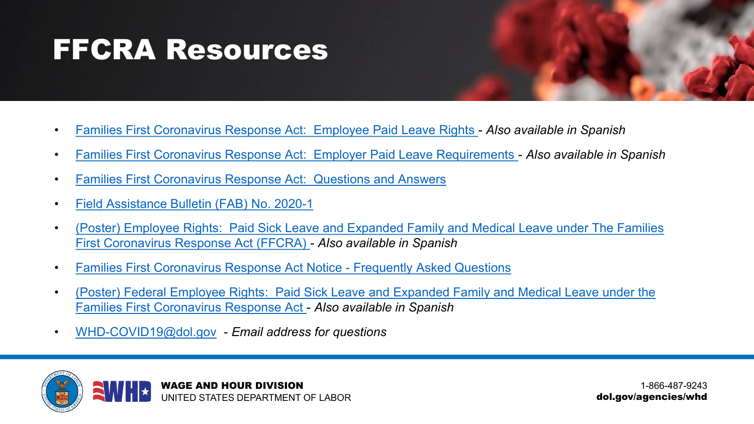# FFCRA Resources

- Families First Coronavirus Response Act:  Employee Paid Leave Rights - *Also available in Spanish*
- Families First Coronavirus Response Act:  Employer Paid Leave Requirements - *Also available in Spanish*
- Families First Coronavirus Response Act:  Questions and Answers
- Field Assistance Bulletin (FAB) No. 2020-1
- (Poster) Employee Rights:  Paid Sick Leave and Expanded Family and Medical Leave under The Families First Coronavirus Response Act (FFCRA) - *Also available in Spanish*
- Families First Coronavirus Response Act Notice - Frequently Asked Questions
- (Poster) Federal Employee Rights:  Paid Sick Leave and Expanded Family and Medical Leave under the Families First Coronavirus Response Act - *Also available in Spanish*
- WHD-COVID19@dol.gov  - *Email address for questions*

**WAGE AND HOUR DIVISION**
UNITED STATES DEPARTMENT OF LABOR

1-866-487-9243
**dol.gov/agencies/whd**